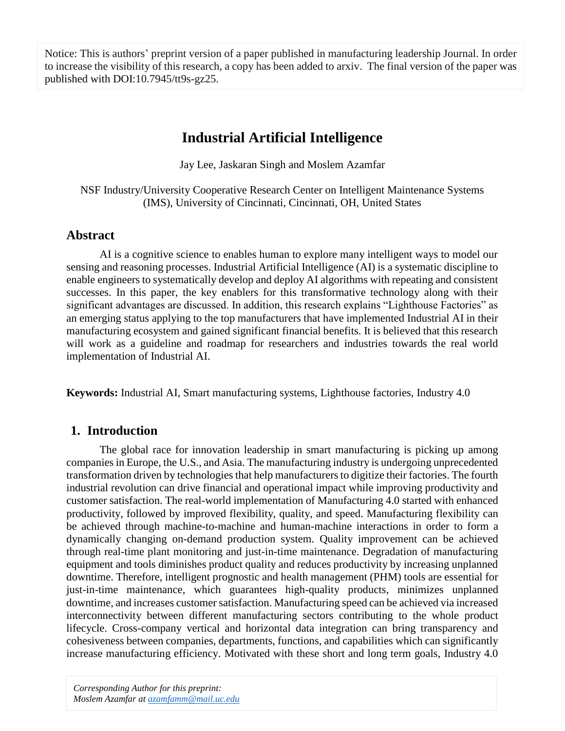Notice: This is authors' preprint version of a paper published in manufacturing leadership Journal. In order to increase the visibility of this research, a copy has been added to arxiv. The final version of the paper was published with DOI:10.7945/tt9s-gz25.

# Industrial Artificial Intelligence

Jay Lee, Jaskaran Singh and Moslem Azamfar

NSF Industry/University Cooperative Research Center on Intelligent Maintenance Systems (IMS), University of Cincinnati, Cincinnati, OH, United States

## Abstract

AI is a cognitive science to enables human to explore many intelligent ways to model our sensing and reasoning processes. Industrial Artificial Intelligence (AI) is a systematic discipline to enable engineers to systematically develop and deploy AI algorithms with repeating and consistent successes. In this paper, the key enablers for this transformative technology along with their significant advantages are discussed. In addition, this research explains "Lighthouse Factories" as an emerging status applying to the top manufacturers that have implemented Industrial AI in their manufacturing ecosystem and gained significant financial benefits. It is believed that this research will work as a guideline and roadmap for researchers and industries towards the real world implementation of Industrial AI.

**Keywords:** Industrial AI, Smart manufacturing systems, Lighthouse factories, Industry 4.0

## 1. Introduction

The global race for innovation leadership in smart manufacturing is picking up among companies in Europe, the U.S., and Asia. The manufacturing industry is undergoing unprecedented transformation driven by technologies that help manufacturers to digitize their factories. The fourth industrial revolution can drive financial and operational impact while improving productivity and customer satisfaction. The real-world implementation of Manufacturing 4.0 started with enhanced productivity, followed by improved flexibility, quality, and speed. Manufacturing flexibility can be achieved through machine-to-machine and human-machine interactions in order to form a dynamically changing on-demand production system. Quality improvement can be achieved through real-time plant monitoring and just-in-time maintenance. Degradation of manufacturing equipment and tools diminishes product quality and reduces productivity by increasing unplanned downtime. Therefore, intelligent prognostic and health management (PHM) tools are essential for just-in-time maintenance, which guarantees high-quality products, minimizes unplanned downtime, and increases customer satisfaction. Manufacturing speed can be achieved via increased interconnectivity between different manufacturing sectors contributing to the whole product lifecycle. Cross-company vertical and horizontal data integration can bring transparency and cohesiveness between companies, departments, functions, and capabilities which can significantly increase manufacturing efficiency. Motivated with these short and long term goals, Industry 4.0

*Corresponding Author for this preprint:*
*Moslem Azamfar at azamfamm@mail.uc.edu*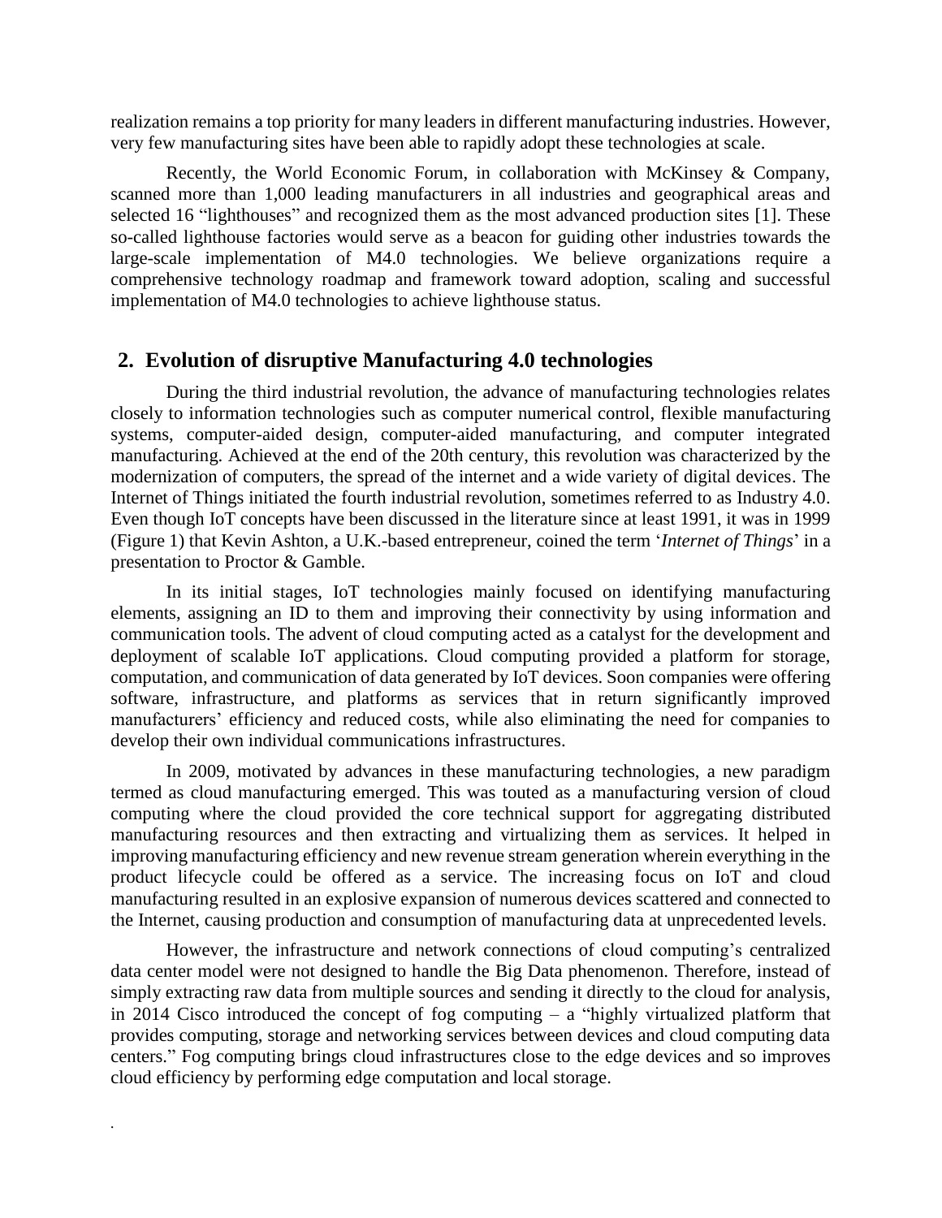realization remains a top priority for many leaders in different manufacturing industries. However, very few manufacturing sites have been able to rapidly adopt these technologies at scale.

Recently, the World Economic Forum, in collaboration with McKinsey & Company, scanned more than 1,000 leading manufacturers in all industries and geographical areas and selected 16 "lighthouses" and recognized them as the most advanced production sites [1]. These so-called lighthouse factories would serve as a beacon for guiding other industries towards the large-scale implementation of M4.0 technologies. We believe organizations require a comprehensive technology roadmap and framework toward adoption, scaling and successful implementation of M4.0 technologies to achieve lighthouse status.

## 2. Evolution of disruptive Manufacturing 4.0 technologies

During the third industrial revolution, the advance of manufacturing technologies relates closely to information technologies such as computer numerical control, flexible manufacturing systems, computer-aided design, computer-aided manufacturing, and computer integrated manufacturing. Achieved at the end of the 20th century, this revolution was characterized by the modernization of computers, the spread of the internet and a wide variety of digital devices. The Internet of Things initiated the fourth industrial revolution, sometimes referred to as Industry 4.0. Even though IoT concepts have been discussed in the literature since at least 1991, it was in 1999 (Figure 1) that Kevin Ashton, a U.K.-based entrepreneur, coined the term '*Internet of Things*' in a presentation to Proctor & Gamble.

In its initial stages, IoT technologies mainly focused on identifying manufacturing elements, assigning an ID to them and improving their connectivity by using information and communication tools. The advent of cloud computing acted as a catalyst for the development and deployment of scalable IoT applications. Cloud computing provided a platform for storage, computation, and communication of data generated by IoT devices. Soon companies were offering software, infrastructure, and platforms as services that in return significantly improved manufacturers' efficiency and reduced costs, while also eliminating the need for companies to develop their own individual communications infrastructures.

In 2009, motivated by advances in these manufacturing technologies, a new paradigm termed as cloud manufacturing emerged. This was touted as a manufacturing version of cloud computing where the cloud provided the core technical support for aggregating distributed manufacturing resources and then extracting and virtualizing them as services. It helped in improving manufacturing efficiency and new revenue stream generation wherein everything in the product lifecycle could be offered as a service. The increasing focus on IoT and cloud manufacturing resulted in an explosive expansion of numerous devices scattered and connected to the Internet, causing production and consumption of manufacturing data at unprecedented levels.

However, the infrastructure and network connections of cloud computing's centralized data center model were not designed to handle the Big Data phenomenon. Therefore, instead of simply extracting raw data from multiple sources and sending it directly to the cloud for analysis, in 2014 Cisco introduced the concept of fog computing – a "highly virtualized platform that provides computing, storage and networking services between devices and cloud computing data centers." Fog computing brings cloud infrastructures close to the edge devices and so improves cloud efficiency by performing edge computation and local storage.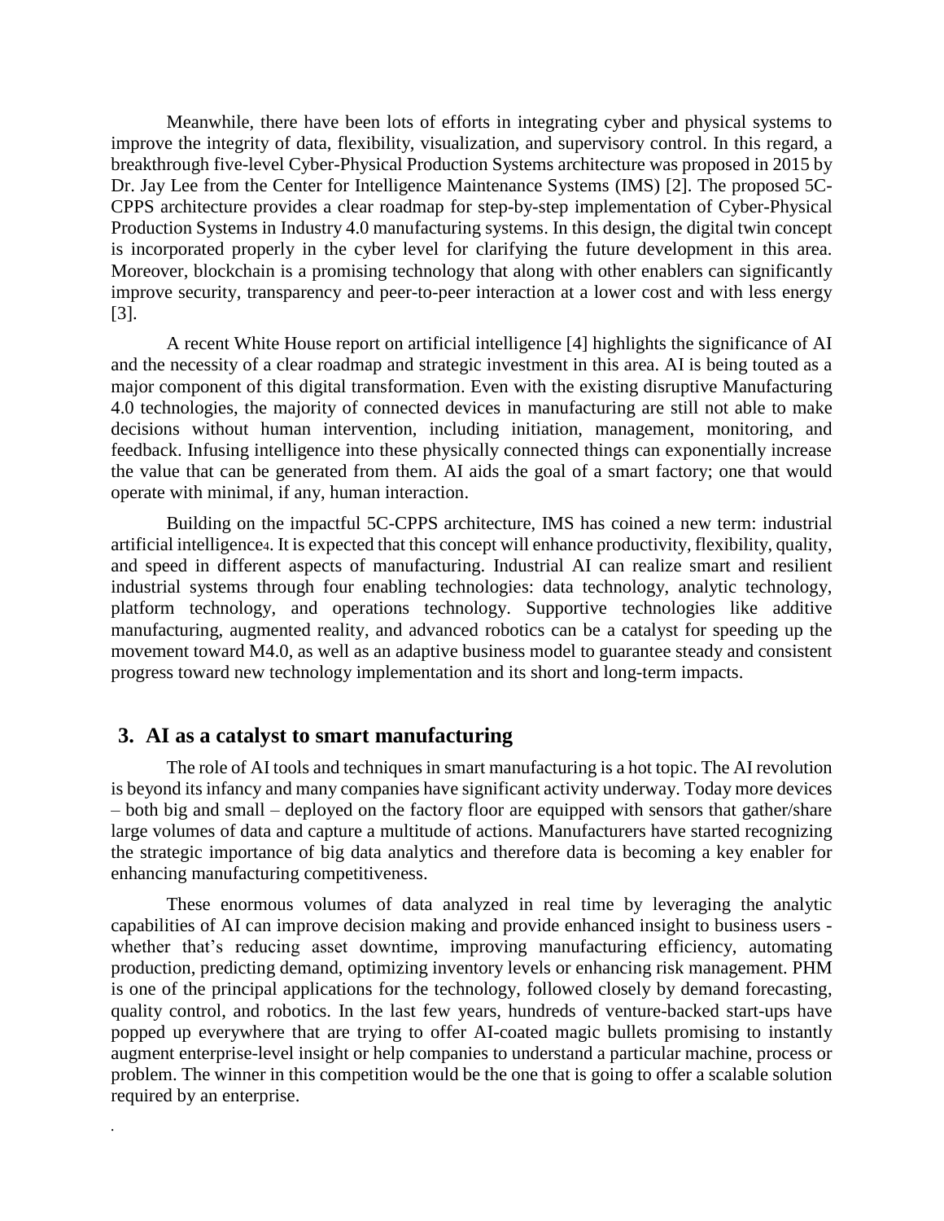Meanwhile, there have been lots of efforts in integrating cyber and physical systems to improve the integrity of data, flexibility, visualization, and supervisory control. In this regard, a breakthrough five-level Cyber-Physical Production Systems architecture was proposed in 2015 by Dr. Jay Lee from the Center for Intelligence Maintenance Systems (IMS) [2]. The proposed 5C-CPPS architecture provides a clear roadmap for step-by-step implementation of Cyber-Physical Production Systems in Industry 4.0 manufacturing systems. In this design, the digital twin concept is incorporated properly in the cyber level for clarifying the future development in this area. Moreover, blockchain is a promising technology that along with other enablers can significantly improve security, transparency and peer-to-peer interaction at a lower cost and with less energy [3].

A recent White House report on artificial intelligence [4] highlights the significance of AI and the necessity of a clear roadmap and strategic investment in this area. AI is being touted as a major component of this digital transformation. Even with the existing disruptive Manufacturing 4.0 technologies, the majority of connected devices in manufacturing are still not able to make decisions without human intervention, including initiation, management, monitoring, and feedback. Infusing intelligence into these physically connected things can exponentially increase the value that can be generated from them. AI aids the goal of a smart factory; one that would operate with minimal, if any, human interaction.

Building on the impactful 5C-CPPS architecture, IMS has coined a new term: industrial artificial intelligence[4]. It is expected that this concept will enhance productivity, flexibility, quality, and speed in different aspects of manufacturing. Industrial AI can realize smart and resilient industrial systems through four enabling technologies: data technology, analytic technology, platform technology, and operations technology. Supportive technologies like additive manufacturing, augmented reality, and advanced robotics can be a catalyst for speeding up the movement toward M4.0, as well as an adaptive business model to guarantee steady and consistent progress toward new technology implementation and its short and long-term impacts.

## 3. AI as a catalyst to smart manufacturing

The role of AI tools and techniques in smart manufacturing is a hot topic. The AI revolution is beyond its infancy and many companies have significant activity underway. Today more devices – both big and small – deployed on the factory floor are equipped with sensors that gather/share large volumes of data and capture a multitude of actions. Manufacturers have started recognizing the strategic importance of big data analytics and therefore data is becoming a key enabler for enhancing manufacturing competitiveness.

These enormous volumes of data analyzed in real time by leveraging the analytic capabilities of AI can improve decision making and provide enhanced insight to business users - whether that's reducing asset downtime, improving manufacturing efficiency, automating production, predicting demand, optimizing inventory levels or enhancing risk management. PHM is one of the principal applications for the technology, followed closely by demand forecasting, quality control, and robotics. In the last few years, hundreds of venture-backed start-ups have popped up everywhere that are trying to offer AI-coated magic bullets promising to instantly augment enterprise-level insight or help companies to understand a particular machine, process or problem. The winner in this competition would be the one that is going to offer a scalable solution required by an enterprise.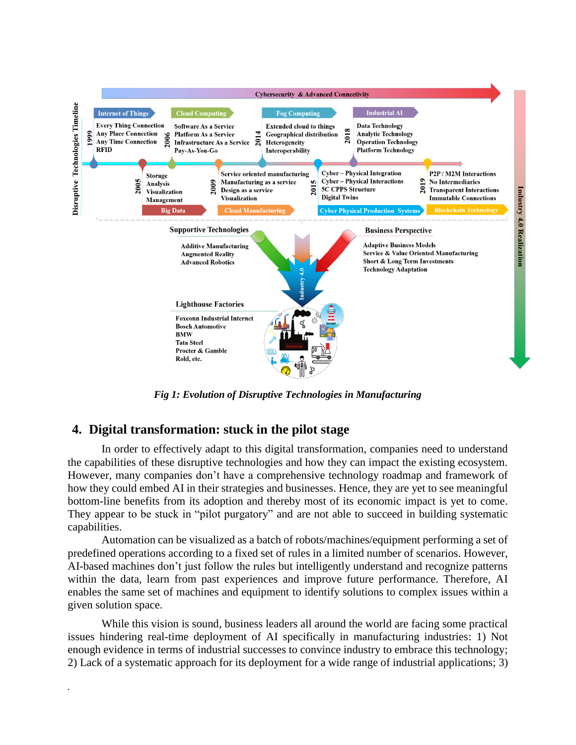*Fig 1: Evolution of Disruptive Technologies in Manufacturing*

## 4. Digital transformation: stuck in the pilot stage

In order to effectively adapt to this digital transformation, companies need to understand the capabilities of these disruptive technologies and how they can impact the existing ecosystem. However, many companies don't have a comprehensive technology roadmap and framework of how they could embed AI in their strategies and businesses. Hence, they are yet to see meaningful bottom-line benefits from its adoption and thereby most of its economic impact is yet to come. They appear to be stuck in "pilot purgatory" and are not able to succeed in building systematic capabilities.

Automation can be visualized as a batch of robots/machines/equipment performing a set of predefined operations according to a fixed set of rules in a limited number of scenarios. However, AI-based machines don't just follow the rules but intelligently understand and recognize patterns within the data, learn from past experiences and improve future performance. Therefore, AI enables the same set of machines and equipment to identify solutions to complex issues within a given solution space.

While this vision is sound, business leaders all around the world are facing some practical issues hindering real-time deployment of AI specifically in manufacturing industries: 1) Not enough evidence in terms of industrial successes to convince industry to embrace this technology; 2) Lack of a systematic approach for its deployment for a wide range of industrial applications; 3)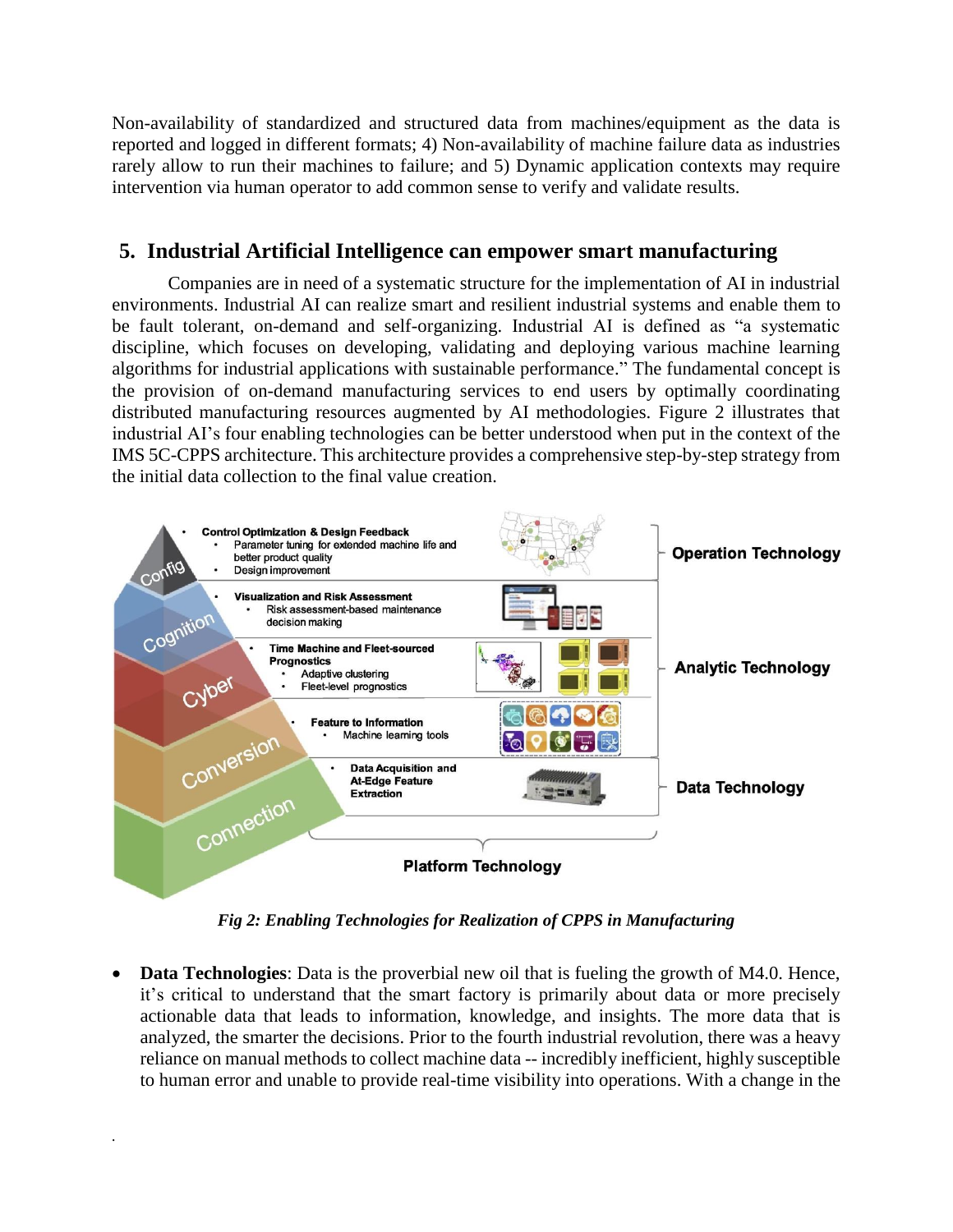Non-availability of standardized and structured data from machines/equipment as the data is reported and logged in different formats; 4) Non-availability of machine failure data as industries rarely allow to run their machines to failure; and 5) Dynamic application contexts may require intervention via human operator to add common sense to verify and validate results.

## 5. Industrial Artificial Intelligence can empower smart manufacturing

Companies are in need of a systematic structure for the implementation of AI in industrial environments. Industrial AI can realize smart and resilient industrial systems and enable them to be fault tolerant, on-demand and self-organizing. Industrial AI is defined as "a systematic discipline, which focuses on developing, validating and deploying various machine learning algorithms for industrial applications with sustainable performance." The fundamental concept is the provision of on-demand manufacturing services to end users by optimally coordinating distributed manufacturing resources augmented by AI methodologies. Figure 2 illustrates that industrial AI's four enabling technologies can be better understood when put in the context of the IMS 5C-CPPS architecture. This architecture provides a comprehensive step-by-step strategy from the initial data collection to the final value creation.

*Fig 2: Enabling Technologies for Realization of CPPS in Manufacturing*

- **Data Technologies**: Data is the proverbial new oil that is fueling the growth of M4.0. Hence, it's critical to understand that the smart factory is primarily about data or more precisely actionable data that leads to information, knowledge, and insights. The more data that is analyzed, the smarter the decisions. Prior to the fourth industrial revolution, there was a heavy reliance on manual methods to collect machine data -- incredibly inefficient, highly susceptible to human error and unable to provide real-time visibility into operations. With a change in the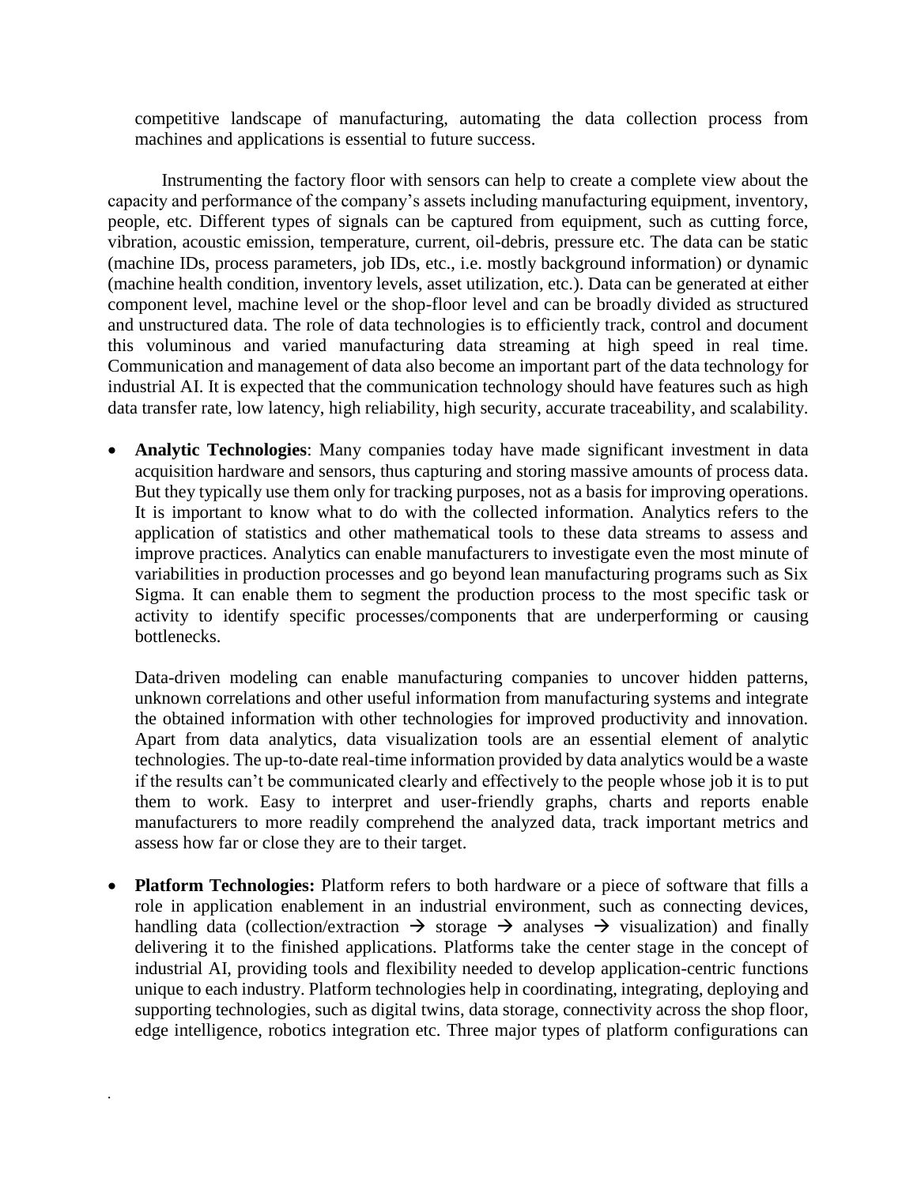competitive landscape of manufacturing, automating the data collection process from machines and applications is essential to future success.

Instrumenting the factory floor with sensors can help to create a complete view about the capacity and performance of the company's assets including manufacturing equipment, inventory, people, etc. Different types of signals can be captured from equipment, such as cutting force, vibration, acoustic emission, temperature, current, oil-debris, pressure etc. The data can be static (machine IDs, process parameters, job IDs, etc., i.e. mostly background information) or dynamic (machine health condition, inventory levels, asset utilization, etc.). Data can be generated at either component level, machine level or the shop-floor level and can be broadly divided as structured and unstructured data. The role of data technologies is to efficiently track, control and document this voluminous and varied manufacturing data streaming at high speed in real time. Communication and management of data also become an important part of the data technology for industrial AI. It is expected that the communication technology should have features such as high data transfer rate, low latency, high reliability, high security, accurate traceability, and scalability.

- **Analytic Technologies**: Many companies today have made significant investment in data acquisition hardware and sensors, thus capturing and storing massive amounts of process data. But they typically use them only for tracking purposes, not as a basis for improving operations. It is important to know what to do with the collected information. Analytics refers to the application of statistics and other mathematical tools to these data streams to assess and improve practices. Analytics can enable manufacturers to investigate even the most minute of variabilities in production processes and go beyond lean manufacturing programs such as Six Sigma. It can enable them to segment the production process to the most specific task or activity to identify specific processes/components that are underperforming or causing bottlenecks.

  Data-driven modeling can enable manufacturing companies to uncover hidden patterns, unknown correlations and other useful information from manufacturing systems and integrate the obtained information with other technologies for improved productivity and innovation. Apart from data analytics, data visualization tools are an essential element of analytic technologies. The up-to-date real-time information provided by data analytics would be a waste if the results can't be communicated clearly and effectively to the people whose job it is to put them to work. Easy to interpret and user-friendly graphs, charts and reports enable manufacturers to more readily comprehend the analyzed data, track important metrics and assess how far or close they are to their target.

- **Platform Technologies:** Platform refers to both hardware or a piece of software that fills a role in application enablement in an industrial environment, such as connecting devices, handling data (collection/extraction → storage → analyses → visualization) and finally delivering it to the finished applications. Platforms take the center stage in the concept of industrial AI, providing tools and flexibility needed to develop application-centric functions unique to each industry. Platform technologies help in coordinating, integrating, deploying and supporting technologies, such as digital twins, data storage, connectivity across the shop floor, edge intelligence, robotics integration etc. Three major types of platform configurations can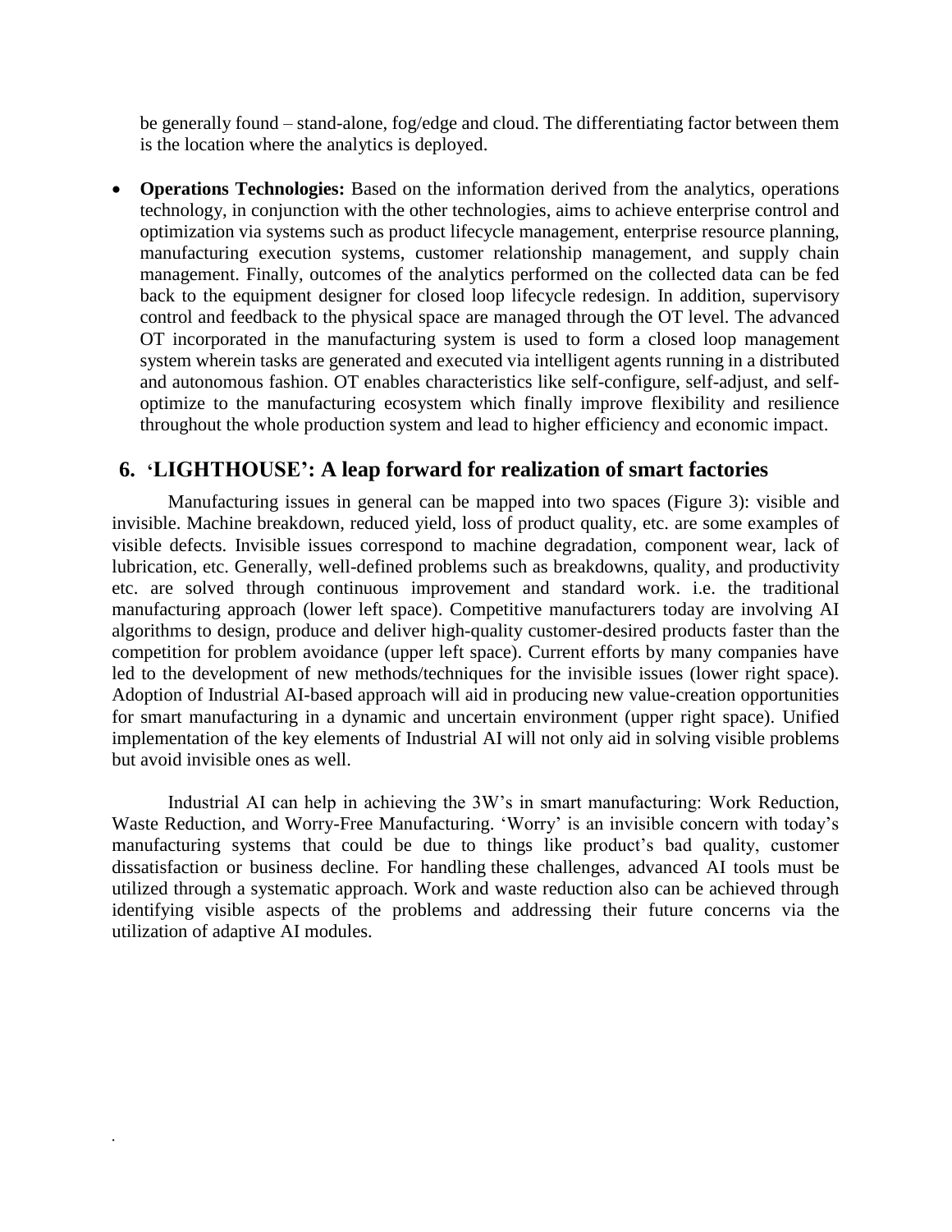be generally found – stand-alone, fog/edge and cloud. The differentiating factor between them is the location where the analytics is deployed.

- **Operations Technologies:** Based on the information derived from the analytics, operations technology, in conjunction with the other technologies, aims to achieve enterprise control and optimization via systems such as product lifecycle management, enterprise resource planning, manufacturing execution systems, customer relationship management, and supply chain management. Finally, outcomes of the analytics performed on the collected data can be fed back to the equipment designer for closed loop lifecycle redesign. In addition, supervisory control and feedback to the physical space are managed through the OT level. The advanced OT incorporated in the manufacturing system is used to form a closed loop management system wherein tasks are generated and executed via intelligent agents running in a distributed and autonomous fashion. OT enables characteristics like self-configure, self-adjust, and self-optimize to the manufacturing ecosystem which finally improve flexibility and resilience throughout the whole production system and lead to higher efficiency and economic impact.

## 6. 'LIGHTHOUSE': A leap forward for realization of smart factories

Manufacturing issues in general can be mapped into two spaces (Figure 3): visible and invisible. Machine breakdown, reduced yield, loss of product quality, etc. are some examples of visible defects. Invisible issues correspond to machine degradation, component wear, lack of lubrication, etc. Generally, well-defined problems such as breakdowns, quality, and productivity etc. are solved through continuous improvement and standard work. i.e. the traditional manufacturing approach (lower left space). Competitive manufacturers today are involving AI algorithms to design, produce and deliver high-quality customer-desired products faster than the competition for problem avoidance (upper left space). Current efforts by many companies have led to the development of new methods/techniques for the invisible issues (lower right space). Adoption of Industrial AI-based approach will aid in producing new value-creation opportunities for smart manufacturing in a dynamic and uncertain environment (upper right space). Unified implementation of the key elements of Industrial AI will not only aid in solving visible problems but avoid invisible ones as well.

Industrial AI can help in achieving the 3W's in smart manufacturing: Work Reduction, Waste Reduction, and Worry-Free Manufacturing. 'Worry' is an invisible concern with today's manufacturing systems that could be due to things like product's bad quality, customer dissatisfaction or business decline. For handling these challenges, advanced AI tools must be utilized through a systematic approach. Work and waste reduction also can be achieved through identifying visible aspects of the problems and addressing their future concerns via the utilization of adaptive AI modules.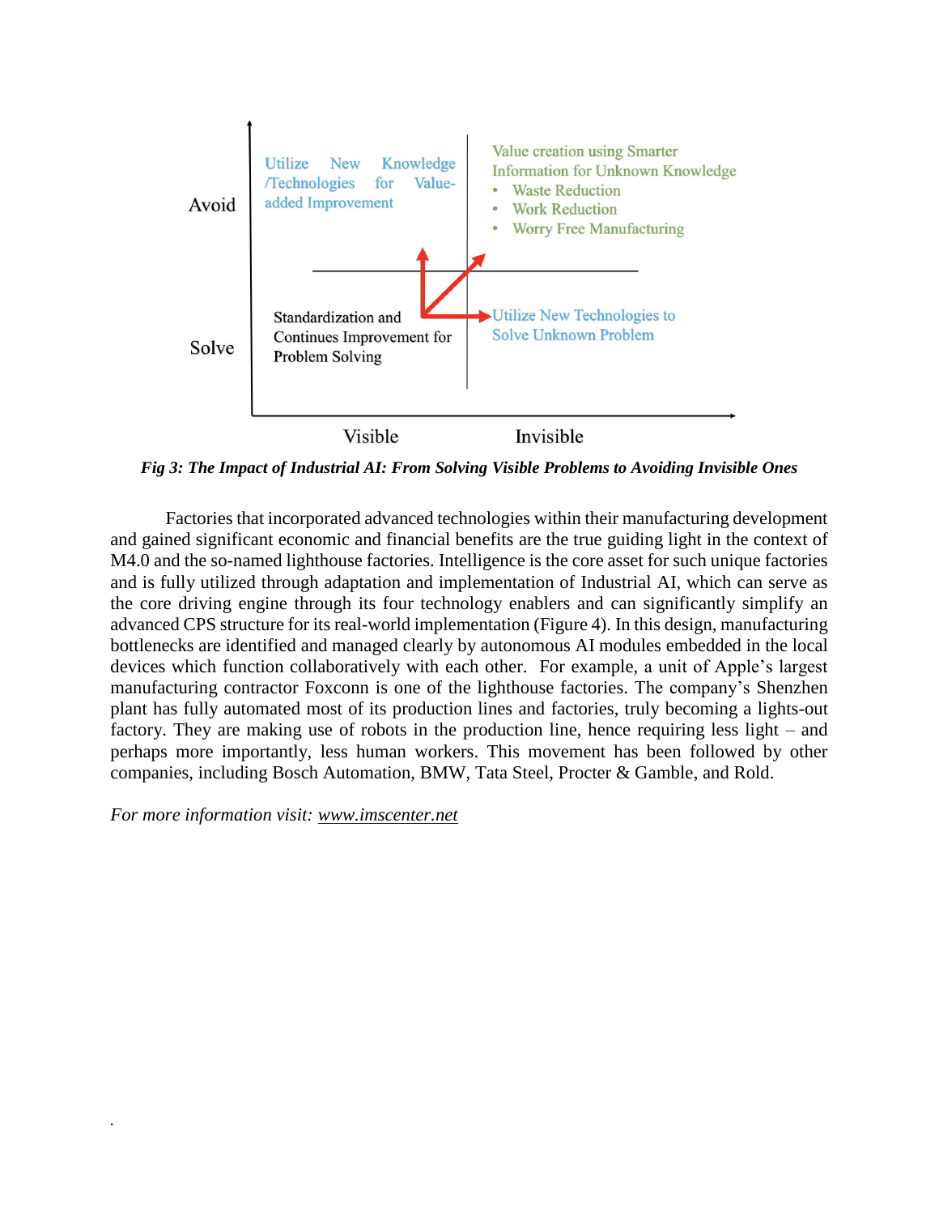Avoid | Utilize New Knowledge /Technologies for Value-added Improvement | Value creation using Smarter Information for Unknown Knowledge
- Waste Reduction
- Work Reduction
- Worry Free Manufacturing

Solve | Standardization and Continues Improvement for Problem Solving | Utilize New Technologies to Solve Unknown Problem

Visible | Invisible

***Fig 3: The Impact of Industrial AI: From Solving Visible Problems to Avoiding Invisible Ones***

Factories that incorporated advanced technologies within their manufacturing development and gained significant economic and financial benefits are the true guiding light in the context of M4.0 and the so-named lighthouse factories. Intelligence is the core asset for such unique factories and is fully utilized through adaptation and implementation of Industrial AI, which can serve as the core driving engine through its four technology enablers and can significantly simplify an advanced CPS structure for its real-world implementation (Figure 4). In this design, manufacturing bottlenecks are identified and managed clearly by autonomous AI modules embedded in the local devices which function collaboratively with each other. For example, a unit of Apple's largest manufacturing contractor Foxconn is one of the lighthouse factories. The company's Shenzhen plant has fully automated most of its production lines and factories, truly becoming a lights-out factory. They are making use of robots in the production line, hence requiring less light – and perhaps more importantly, less human workers. This movement has been followed by other companies, including Bosch Automation, BMW, Tata Steel, Procter & Gamble, and Rold.

*For more information visit: www.imscenter.net*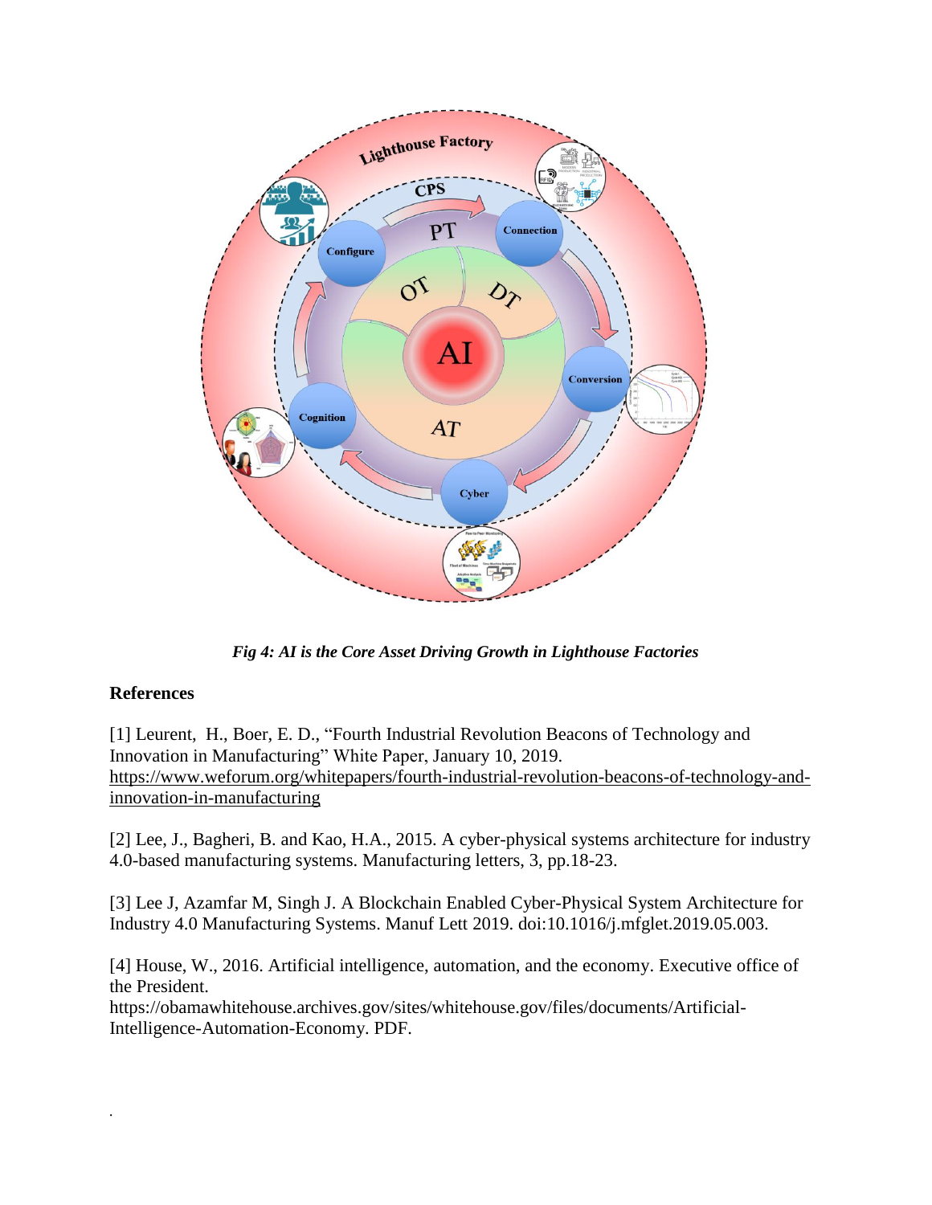Lighthouse Factory

CPS

PT

Connection

Configure

OT

DT

AI

Conversion

Cognition

AT

Cyber

*Fig 4: AI is the Core Asset Driving Growth in Lighthouse Factories*

## References

[1] Leurent, H., Boer, E. D., "Fourth Industrial Revolution Beacons of Technology and Innovation in Manufacturing" White Paper, January 10, 2019. https://www.weforum.org/whitepapers/fourth-industrial-revolution-beacons-of-technology-and-innovation-in-manufacturing

[2] Lee, J., Bagheri, B. and Kao, H.A., 2015. A cyber-physical systems architecture for industry 4.0-based manufacturing systems. Manufacturing letters, 3, pp.18-23.

[3] Lee J, Azamfar M, Singh J. A Blockchain Enabled Cyber-Physical System Architecture for Industry 4.0 Manufacturing Systems. Manuf Lett 2019. doi:10.1016/j.mfglet.2019.05.003.

[4] House, W., 2016. Artificial intelligence, automation, and the economy. Executive office of the President. https://obamawhitehouse.archives.gov/sites/whitehouse.gov/files/documents/Artificial-Intelligence-Automation-Economy. PDF.